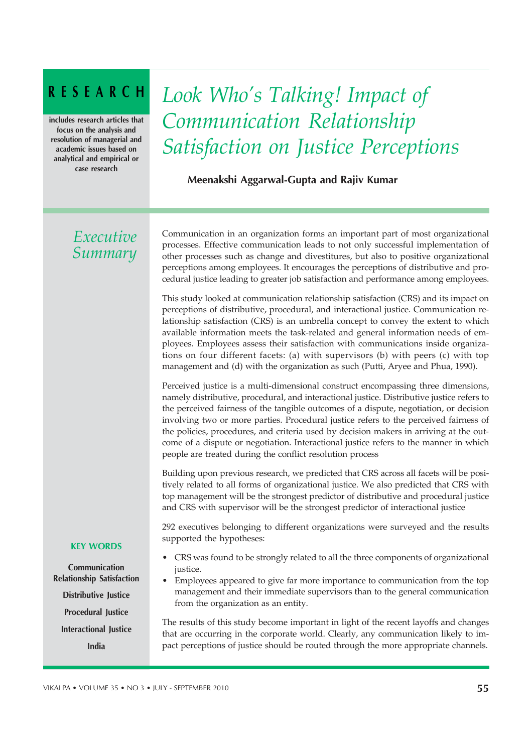**RESEARCH**

includes research articles that focus on the analysis and resolution of managerial and academic issues based on analytical and empirical or case research

# *Look Who's Talking! Impact of Communication Relationship Satisfaction on Justice Perceptions*

**Meenakshi Aggarwal-Gupta and Rajiv Kumar**

## *Executive Summary*

Communication in an organization forms an important part of most organizational processes. Effective communication leads to not only successful implementation of other processes such as change and divestitures, but also to positive organizational perceptions among employees. It encourages the perceptions of distributive and procedural justice leading to greater job satisfaction and performance among employees.

This study looked at communication relationship satisfaction (CRS) and its impact on perceptions of distributive, procedural, and interactional justice. Communication relationship satisfaction (CRS) is an umbrella concept to convey the extent to which available information meets the task-related and general information needs of employees. Employees assess their satisfaction with communications inside organizations on four different facets: (a) with supervisors (b) with peers (c) with top management and (d) with the organization as such (Putti, Aryee and Phua, 1990).

Perceived justice is a multi-dimensional construct encompassing three dimensions, namely distributive, procedural, and interactional justice. Distributive justice refers to the perceived fairness of the tangible outcomes of a dispute, negotiation, or decision involving two or more parties. Procedural justice refers to the perceived fairness of the policies, procedures, and criteria used by decision makers in arriving at the outcome of a dispute or negotiation. Interactional justice refers to the manner in which people are treated during the conflict resolution process

Building upon previous research, we predicted that CRS across all facets will be positively related to all forms of organizational justice. We also predicted that CRS with top management will be the strongest predictor of distributive and procedural justice and CRS with supervisor will be the strongest predictor of interactional justice

292 executives belonging to different organizations were surveyed and the results supported the hypotheses:

- CRS was found to be strongly related to all the three components of organizational justice.
- Employees appeared to give far more importance to communication from the top management and their immediate supervisors than to the general communication from the organization as an entity.

The results of this study become important in light of the recent layoffs and changes that are occurring in the corporate world. Clearly, any communication likely to impact perceptions of justice should be routed through the more appropriate channels.

**KEY WORDS**

**Communication Relationship Satisfaction**

**Distributive Justice**

**Procedural Justice**

**Interactional Justice**

**India**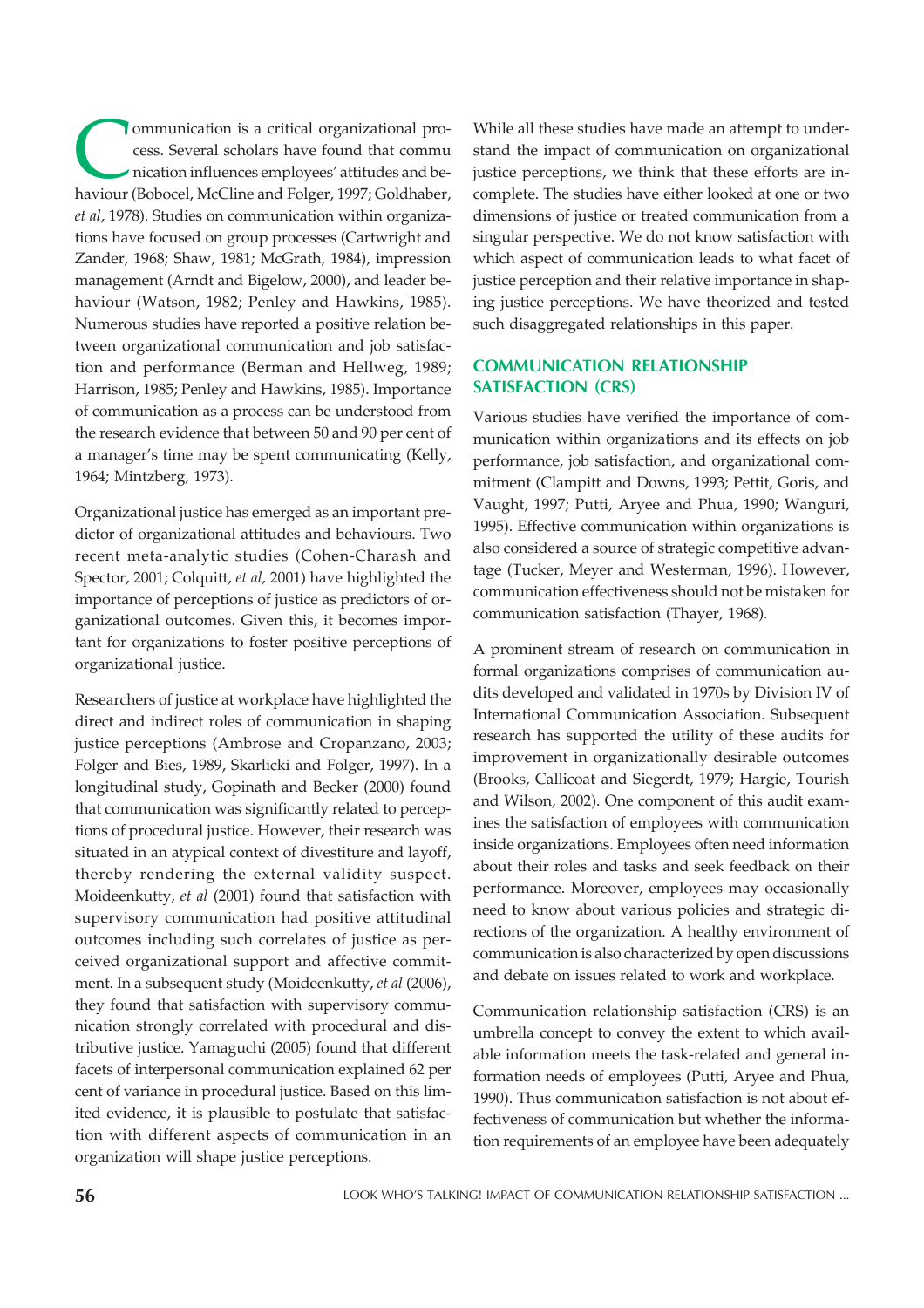Communication is a critical organizational process. Several scholars have found that communication influences employees' attitudes and behaviour (Bobocel, McCline and Folger, 1997; Goldhaber, *et al*, 1978). Studies on communication within organizations have focused on group processes (Cartwright and Zander, 1968; Shaw, 1981; McGrath, 1984), impression management (Arndt and Bigelow, 2000), and leader behaviour (Watson, 1982; Penley and Hawkins, 1985). Numerous studies have reported a positive relation between organizational communication and job satisfaction and performance (Berman and Hellweg, 1989; Harrison, 1985; Penley and Hawkins, 1985). Importance of communication as a process can be understood from the research evidence that between 50 and 90 per cent of a manager's time may be spent communicating (Kelly, 1964; Mintzberg, 1973).

Organizational justice has emerged as an important predictor of organizational attitudes and behaviours. Two recent meta-analytic studies (Cohen-Charash and Spector, 2001; Colquitt, *et al,* 2001) have highlighted the importance of perceptions of justice as predictors of organizational outcomes. Given this, it becomes important for organizations to foster positive perceptions of organizational justice.

Researchers of justice at workplace have highlighted the direct and indirect roles of communication in shaping justice perceptions (Ambrose and Cropanzano, 2003; Folger and Bies, 1989, Skarlicki and Folger, 1997). In a longitudinal study, Gopinath and Becker (2000) found that communication was significantly related to perceptions of procedural justice. However, their research was situated in an atypical context of divestiture and layoff, thereby rendering the external validity suspect. Moideenkutty, *et al* (2001) found that satisfaction with supervisory communication had positive attitudinal outcomes including such correlates of justice as perceived organizational support and affective commitment. In a subsequent study (Moideenkutty, *et al* (2006), they found that satisfaction with supervisory communication strongly correlated with procedural and distributive justice. Yamaguchi (2005) found that different facets of interpersonal communication explained 62 per cent of variance in procedural justice. Based on this limited evidence, it is plausible to postulate that satisfaction with different aspects of communication in an organization will shape justice perceptions.

While all these studies have made an attempt to understand the impact of communication on organizational justice perceptions, we think that these efforts are incomplete. The studies have either looked at one or two dimensions of justice or treated communication from a singular perspective. We do not know satisfaction with which aspect of communication leads to what facet of justice perception and their relative importance in shaping justice perceptions. We have theorized and tested such disaggregated relationships in this paper.

## COMMUNICATION RELATIONSHIP SATISFACTION (CRS)

Various studies have verified the importance of communication within organizations and its effects on job performance, job satisfaction, and organizational commitment (Clampitt and Downs, 1993; Pettit, Goris, and Vaught, 1997; Putti, Aryee and Phua, 1990; Wanguri, 1995). Effective communication within organizations is also considered a source of strategic competitive advantage (Tucker, Meyer and Westerman, 1996). However, communication effectiveness should not be mistaken for communication satisfaction (Thayer, 1968).

A prominent stream of research on communication in formal organizations comprises of communication audits developed and validated in 1970s by Division IV of International Communication Association. Subsequent research has supported the utility of these audits for improvement in organizationally desirable outcomes (Brooks, Callicoat and Siegerdt, 1979; Hargie, Tourish and Wilson, 2002). One component of this audit examines the satisfaction of employees with communication inside organizations. Employees often need information about their roles and tasks and seek feedback on their performance. Moreover, employees may occasionally need to know about various policies and strategic directions of the organization. A healthy environment of communication is also characterized by open discussions and debate on issues related to work and workplace.

Communication relationship satisfaction (CRS) is an umbrella concept to convey the extent to which available information meets the task-related and general information needs of employees (Putti, Aryee and Phua, 1990). Thus communication satisfaction is not about effectiveness of communication but whether the information requirements of an employee have been adequately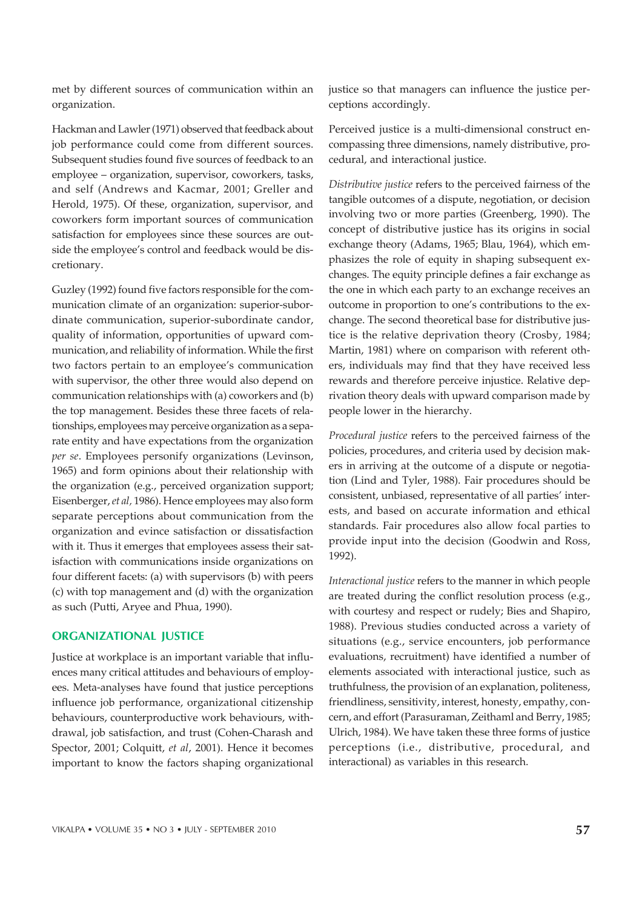met by different sources of communication within an organization.

Hackman and Lawler (1971) observed that feedback about job performance could come from different sources. Subsequent studies found five sources of feedback to an employee – organization, supervisor, coworkers, tasks, and self (Andrews and Kacmar, 2001; Greller and Herold, 1975). Of these, organization, supervisor, and coworkers form important sources of communication satisfaction for employees since these sources are outside the employee's control and feedback would be discretionary.

Guzley (1992) found five factors responsible for the communication climate of an organization: superior-subordinate communication, superior-subordinate candor, quality of information, opportunities of upward communication, and reliability of information. While the first two factors pertain to an employee's communication with supervisor, the other three would also depend on communication relationships with (a) coworkers and (b) the top management. Besides these three facets of relationships, employees may perceive organization as a separate entity and have expectations from the organization *per se*. Employees personify organizations (Levinson, 1965) and form opinions about their relationship with the organization (e.g., perceived organization support; Eisenberger, *et al*, 1986). Hence employees may also form separate perceptions about communication from the organization and evince satisfaction or dissatisfaction with it. Thus it emerges that employees assess their satisfaction with communications inside organizations on four different facets: (a) with supervisors (b) with peers (c) with top management and (d) with the organization as such (Putti, Aryee and Phua, 1990).

## ORGANIZATIONAL JUSTICE

Justice at workplace is an important variable that influences many critical attitudes and behaviours of employees. Meta-analyses have found that justice perceptions influence job performance, organizational citizenship behaviours, counterproductive work behaviours, withdrawal, job satisfaction, and trust (Cohen-Charash and Spector, 2001; Colquitt, *et al*, 2001). Hence it becomes important to know the factors shaping organizational justice so that managers can influence the justice perceptions accordingly.

Perceived justice is a multi-dimensional construct encompassing three dimensions, namely distributive, procedural, and interactional justice.

*Distributive justice* refers to the perceived fairness of the tangible outcomes of a dispute, negotiation, or decision involving two or more parties (Greenberg, 1990). The concept of distributive justice has its origins in social exchange theory (Adams, 1965; Blau, 1964), which emphasizes the role of equity in shaping subsequent exchanges. The equity principle defines a fair exchange as the one in which each party to an exchange receives an outcome in proportion to one's contributions to the exchange. The second theoretical base for distributive justice is the relative deprivation theory (Crosby, 1984; Martin, 1981) where on comparison with referent others, individuals may find that they have received less rewards and therefore perceive injustice. Relative deprivation theory deals with upward comparison made by people lower in the hierarchy.

*Procedural justice* refers to the perceived fairness of the policies, procedures, and criteria used by decision makers in arriving at the outcome of a dispute or negotiation (Lind and Tyler, 1988). Fair procedures should be consistent, unbiased, representative of all parties' interests, and based on accurate information and ethical standards. Fair procedures also allow focal parties to provide input into the decision (Goodwin and Ross, 1992).

*Interactional justice* refers to the manner in which people are treated during the conflict resolution process (e.g., with courtesy and respect or rudely; Bies and Shapiro, 1988). Previous studies conducted across a variety of situations (e.g., service encounters, job performance evaluations, recruitment) have identified a number of elements associated with interactional justice, such as truthfulness, the provision of an explanation, politeness, friendliness, sensitivity, interest, honesty, empathy, concern, and effort (Parasuraman, Zeithaml and Berry, 1985; Ulrich, 1984). We have taken these three forms of justice perceptions (i.e., distributive, procedural, and interactional) as variables in this research.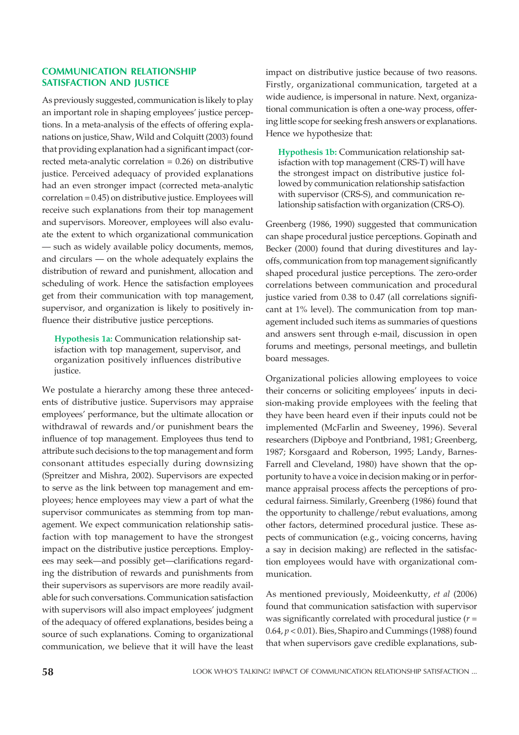## COMMUNICATION RELATIONSHIP SATISFACTION AND JUSTICE

As previously suggested, communication is likely to play an important role in shaping employees' justice perceptions. In a meta-analysis of the effects of offering explanations on justice, Shaw, Wild and Colquitt (2003) found that providing explanation had a significant impact (corrected meta-analytic correlation = 0.26) on distributive justice. Perceived adequacy of provided explanations had an even stronger impact (corrected meta-analytic correlation = 0.45) on distributive justice. Employees will receive such explanations from their top management and supervisors. Moreover, employees will also evaluate the extent to which organizational communication — such as widely available policy documents, memos, and circulars — on the whole adequately explains the distribution of reward and punishment, allocation and scheduling of work. Hence the satisfaction employees get from their communication with top management, supervisor, and organization is likely to positively influence their distributive justice perceptions.

> **Hypothesis 1a:** Communication relationship satisfaction with top management, supervisor, and organization positively influences distributive justice.

We postulate a hierarchy among these three antecedents of distributive justice. Supervisors may appraise employees' performance, but the ultimate allocation or withdrawal of rewards and/or punishment bears the influence of top management. Employees thus tend to attribute such decisions to the top management and form consonant attitudes especially during downsizing (Spreitzer and Mishra, 2002). Supervisors are expected to serve as the link between top management and employees; hence employees may view a part of what the supervisor communicates as stemming from top management. We expect communication relationship satisfaction with top management to have the strongest impact on the distributive justice perceptions. Employees may seek—and possibly get—clarifications regarding the distribution of rewards and punishments from their supervisors as supervisors are more readily available for such conversations. Communication satisfaction with supervisors will also impact employees' judgment of the adequacy of offered explanations, besides being a source of such explanations. Coming to organizational communication, we believe that it will have the least impact on distributive justice because of two reasons. Firstly, organizational communication, targeted at a wide audience, is impersonal in nature. Next, organizational communication is often a one-way process, offering little scope for seeking fresh answers or explanations. Hence we hypothesize that:

> **Hypothesis 1b:** Communication relationship satisfaction with top management (CRS-T) will have the strongest impact on distributive justice followed by communication relationship satisfaction with supervisor (CRS-S), and communication relationship satisfaction with organization (CRS-O).

Greenberg (1986, 1990) suggested that communication can shape procedural justice perceptions. Gopinath and Becker (2000) found that during divestitures and layoffs, communication from top management significantly shaped procedural justice perceptions. The zero-order correlations between communication and procedural justice varied from 0.38 to 0.47 (all correlations significant at 1% level). The communication from top management included such items as summaries of questions and answers sent through e-mail, discussion in open forums and meetings, personal meetings, and bulletin board messages.

Organizational policies allowing employees to voice their concerns or soliciting employees' inputs in decision-making provide employees with the feeling that they have been heard even if their inputs could not be implemented (McFarlin and Sweeney, 1996). Several researchers (Dipboye and Pontbriand, 1981; Greenberg, 1987; Korsgaard and Roberson, 1995; Landy, Barnes-Farrell and Cleveland, 1980) have shown that the opportunity to have a voice in decision making or in performance appraisal process affects the perceptions of procedural fairness. Similarly, Greenberg (1986) found that the opportunity to challenge/rebut evaluations, among other factors, determined procedural justice. These aspects of communication (e.g., voicing concerns, having a say in decision making) are reflected in the satisfaction employees would have with organizational communication.

As mentioned previously, Moideenkutty, *et al* (2006) found that communication satisfaction with supervisor was significantly correlated with procedural justice ($r = 0.64$, $p < 0.01$). Bies, Shapiro and Cummings (1988) found that when supervisors gave credible explanations, sub-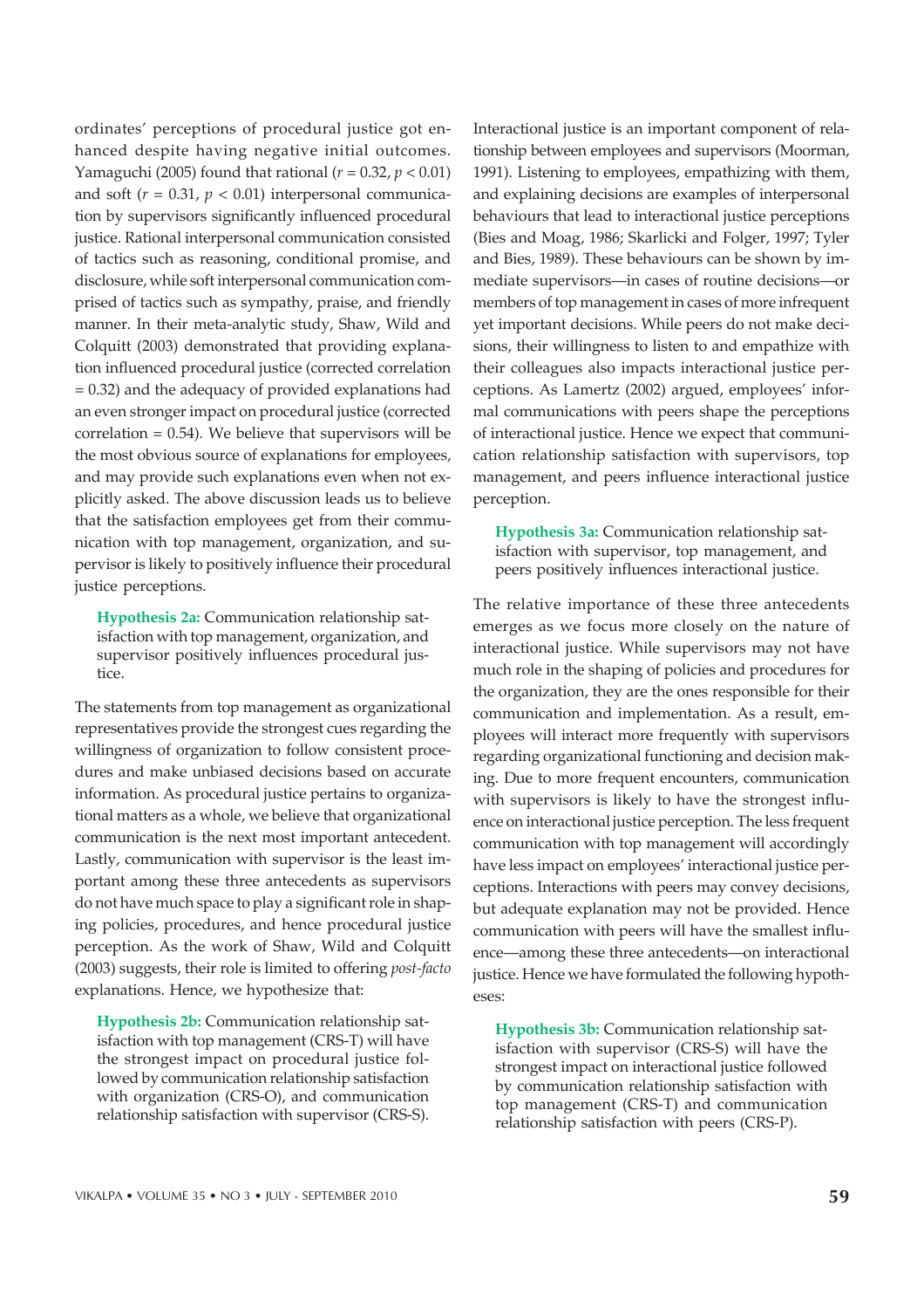ordinates' perceptions of procedural justice got enhanced despite having negative initial outcomes. Yamaguchi (2005) found that rational ($r = 0.32$, $p < 0.01$) and soft ($r = 0.31$, $p < 0.01$) interpersonal communication by supervisors significantly influenced procedural justice. Rational interpersonal communication consisted of tactics such as reasoning, conditional promise, and disclosure, while soft interpersonal communication comprised of tactics such as sympathy, praise, and friendly manner. In their meta-analytic study, Shaw, Wild and Colquitt (2003) demonstrated that providing explanation influenced procedural justice (corrected correlation = 0.32) and the adequacy of provided explanations had an even stronger impact on procedural justice (corrected correlation = 0.54). We believe that supervisors will be the most obvious source of explanations for employees, and may provide such explanations even when not explicitly asked. The above discussion leads us to believe that the satisfaction employees get from their communication with top management, organization, and supervisor is likely to positively influence their procedural justice perceptions.

> **Hypothesis 2a:** Communication relationship satisfaction with top management, organization, and supervisor positively influences procedural justice.

The statements from top management as organizational representatives provide the strongest cues regarding the willingness of organization to follow consistent procedures and make unbiased decisions based on accurate information. As procedural justice pertains to organizational matters as a whole, we believe that organizational communication is the next most important antecedent. Lastly, communication with supervisor is the least important among these three antecedents as supervisors do not have much space to play a significant role in shaping policies, procedures, and hence procedural justice perception. As the work of Shaw, Wild and Colquitt (2003) suggests, their role is limited to offering *post-facto* explanations. Hence, we hypothesize that:

> **Hypothesis 2b:** Communication relationship satisfaction with top management (CRS-T) will have the strongest impact on procedural justice followed by communication relationship satisfaction with organization (CRS-O), and communication relationship satisfaction with supervisor (CRS-S).

Interactional justice is an important component of relationship between employees and supervisors (Moorman, 1991). Listening to employees, empathizing with them, and explaining decisions are examples of interpersonal behaviours that lead to interactional justice perceptions (Bies and Moag, 1986; Skarlicki and Folger, 1997; Tyler and Bies, 1989). These behaviours can be shown by immediate supervisors—in cases of routine decisions—or members of top management in cases of more infrequent yet important decisions. While peers do not make decisions, their willingness to listen to and empathize with their colleagues also impacts interactional justice perceptions. As Lamertz (2002) argued, employees' informal communications with peers shape the perceptions of interactional justice. Hence we expect that communication relationship satisfaction with supervisors, top management, and peers influence interactional justice perception.

> **Hypothesis 3a:** Communication relationship satisfaction with supervisor, top management, and peers positively influences interactional justice.

The relative importance of these three antecedents emerges as we focus more closely on the nature of interactional justice. While supervisors may not have much role in the shaping of policies and procedures for the organization, they are the ones responsible for their communication and implementation. As a result, employees will interact more frequently with supervisors regarding organizational functioning and decision making. Due to more frequent encounters, communication with supervisors is likely to have the strongest influence on interactional justice perception. The less frequent communication with top management will accordingly have less impact on employees' interactional justice perceptions. Interactions with peers may convey decisions, but adequate explanation may not be provided. Hence communication with peers will have the smallest influence—among these three antecedents—on interactional justice. Hence we have formulated the following hypotheses:

> **Hypothesis 3b:** Communication relationship satisfaction with supervisor (CRS-S) will have the strongest impact on interactional justice followed by communication relationship satisfaction with top management (CRS-T) and communication relationship satisfaction with peers (CRS-P).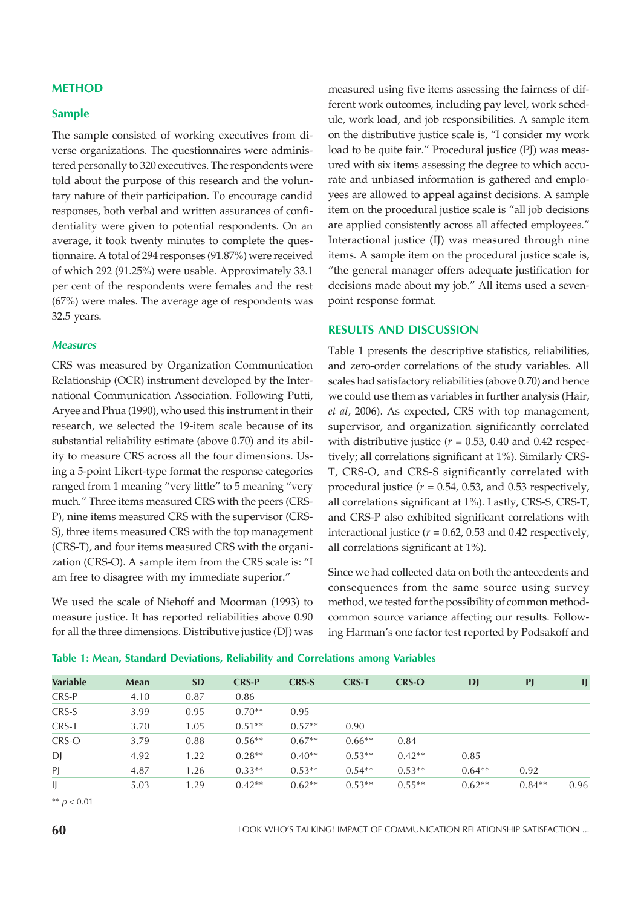## METHOD

### Sample

The sample consisted of working executives from diverse organizations. The questionnaires were administered personally to 320 executives. The respondents were told about the purpose of this research and the voluntary nature of their participation. To encourage candid responses, both verbal and written assurances of confidentiality were given to potential respondents. On an average, it took twenty minutes to complete the questionnaire. A total of 294 responses (91.87%) were received of which 292 (91.25%) were usable. Approximately 33.1 per cent of the respondents were females and the rest (67%) were males. The average age of respondents was 32.5 years.

### *Measures*

CRS was measured by Organization Communication Relationship (OCR) instrument developed by the International Communication Association. Following Putti, Aryee and Phua (1990), who used this instrument in their research, we selected the 19-item scale because of its substantial reliability estimate (above 0.70) and its ability to measure CRS across all the four dimensions. Using a 5-point Likert-type format the response categories ranged from 1 meaning "very little" to 5 meaning "very much." Three items measured CRS with the peers (CRS-P), nine items measured CRS with the supervisor (CRS-S), three items measured CRS with the top management (CRS-T), and four items measured CRS with the organization (CRS-O). A sample item from the CRS scale is: "I am free to disagree with my immediate superior."

We used the scale of Niehoff and Moorman (1993) to measure justice. It has reported reliabilities above 0.90 for all the three dimensions. Distributive justice (DJ) was measured using five items assessing the fairness of different work outcomes, including pay level, work schedule, work load, and job responsibilities. A sample item on the distributive justice scale is, "I consider my work load to be quite fair." Procedural justice (PJ) was measured with six items assessing the degree to which accurate and unbiased information is gathered and employees are allowed to appeal against decisions. A sample item on the procedural justice scale is "all job decisions are applied consistently across all affected employees." Interactional justice (IJ) was measured through nine items. A sample item on the procedural justice scale is, "the general manager offers adequate justification for decisions made about my job." All items used a seven-point response format.

## RESULTS AND DISCUSSION

Table 1 presents the descriptive statistics, reliabilities, and zero-order correlations of the study variables. All scales had satisfactory reliabilities (above 0.70) and hence we could use them as variables in further analysis (Hair, *et al*, 2006). As expected, CRS with top management, supervisor, and organization significantly correlated with distributive justice ($r$ = 0.53, 0.40 and 0.42 respectively; all correlations significant at 1%). Similarly CRS-T, CRS-O, and CRS-S significantly correlated with procedural justice ($r$ = 0.54, 0.53, and 0.53 respectively, all correlations significant at 1%). Lastly, CRS-S, CRS-T, and CRS-P also exhibited significant correlations with interactional justice ($r$ = 0.62, 0.53 and 0.42 respectively, all correlations significant at 1%).

Since we had collected data on both the antecedents and consequences from the same source using survey method, we tested for the possibility of common method-common source variance affecting our results. Following Harman's one factor test reported by Podsakoff and

**Table 1: Mean, Standard Deviations, Reliability and Correlations among Variables**

| Variable | Mean | SD | CRS-P | CRS-S | CRS-T | CRS-O | DJ | PJ | IJ |
|---|---|---|---|---|---|---|---|---|---|
| CRS-P | 4.10 | 0.87 | 0.86 | | | | | | |
| CRS-S | 3.99 | 0.95 | 0.70** | 0.95 | | | | | |
| CRS-T | 3.70 | 1.05 | 0.51** | 0.57** | 0.90 | | | | |
| CRS-O | 3.79 | 0.88 | 0.56** | 0.67** | 0.66** | 0.84 | | | |
| DJ | 4.92 | 1.22 | 0.28** | 0.40** | 0.53** | 0.42** | 0.85 | | |
| PJ | 4.87 | 1.26 | 0.33** | 0.53** | 0.54** | 0.53** | 0.64** | 0.92 | |
| IJ | 5.03 | 1.29 | 0.42** | 0.62** | 0.53** | 0.55** | 0.62** | 0.84** | 0.96 |

** $p < 0.01$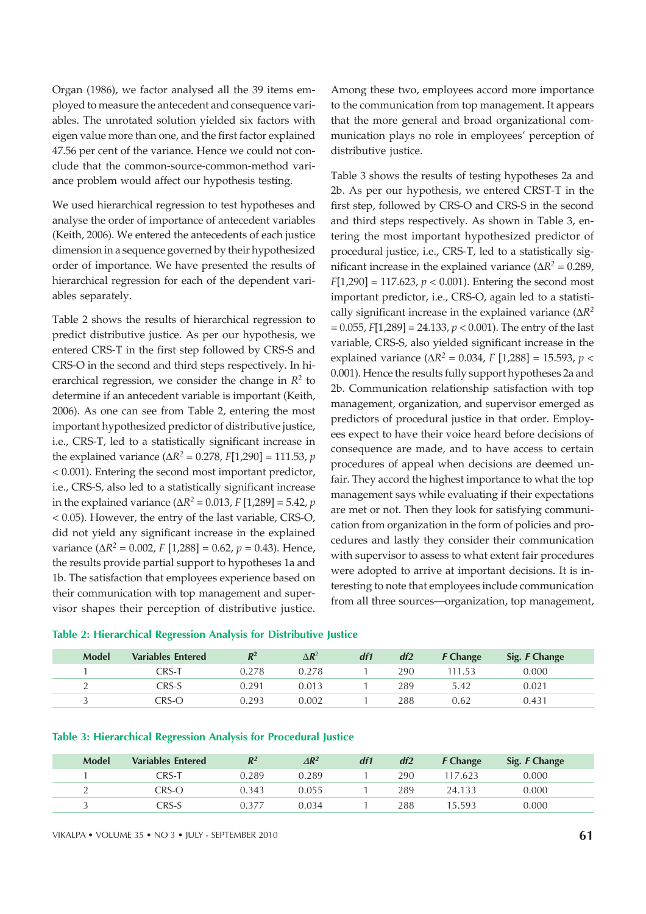Organ (1986), we factor analysed all the 39 items employed to measure the antecedent and consequence variables. The unrotated solution yielded six factors with eigen value more than one, and the first factor explained 47.56 per cent of the variance. Hence we could not conclude that the common-source-common-method variance problem would affect our hypothesis testing.

We used hierarchical regression to test hypotheses and analyse the order of importance of antecedent variables (Keith, 2006). We entered the antecedents of each justice dimension in a sequence governed by their hypothesized order of importance. We have presented the results of hierarchical regression for each of the dependent variables separately.

Table 2 shows the results of hierarchical regression to predict distributive justice. As per our hypothesis, we entered CRS-T in the first step followed by CRS-S and CRS-O in the second and third steps respectively. In hierarchical regression, we consider the change in $R^2$ to determine if an antecedent variable is important (Keith, 2006). As one can see from Table 2, entering the most important hypothesized predictor of distributive justice, i.e., CRS-T, led to a statistically significant increase in the explained variance ($\Delta R^2 = 0.278$, $F[1,290] = 111.53$, $p < 0.001$). Entering the second most important predictor, i.e., CRS-S, also led to a statistically significant increase in the explained variance ($\Delta R^2 = 0.013$, $F[1,289] = 5.42$, $p < 0.05$). However, the entry of the last variable, CRS-O, did not yield any significant increase in the explained variance ($\Delta R^2 = 0.002$, $F[1,288] = 0.62$, $p = 0.43$). Hence, the results provide partial support to hypotheses 1a and 1b. The satisfaction that employees experience based on their communication with top management and supervisor shapes their perception of distributive justice. Among these two, employees accord more importance to the communication from top management. It appears that the more general and broad organizational communication plays no role in employees' perception of distributive justice.

Table 3 shows the results of testing hypotheses 2a and 2b. As per our hypothesis, we entered CRST-T in the first step, followed by CRS-O and CRS-S in the second and third steps respectively. As shown in Table 3, entering the most important hypothesized predictor of procedural justice, i.e., CRS-T, led to a statistically significant increase in the explained variance ($\Delta R^2 = 0.289$, $F[1,290] = 117.623$, $p < 0.001$). Entering the second most important predictor, i.e., CRS-O, again led to a statistically significant increase in the explained variance ($\Delta R^2 = 0.055$, $F[1,289] = 24.133$, $p < 0.001$). The entry of the last variable, CRS-S, also yielded significant increase in the explained variance ($\Delta R^2 = 0.034$, $F[1,288] = 15.593$, $p < 0.001$). Hence the results fully support hypotheses 2a and 2b. Communication relationship satisfaction with top management, organization, and supervisor emerged as predictors of procedural justice in that order. Employees expect to have their voice heard before decisions of consequence are made, and to have access to certain procedures of appeal when decisions are deemed unfair. They accord the highest importance to what the top management says while evaluating if their expectations are met or not. Then they look for satisfying communication from organization in the form of policies and procedures and lastly they consider their communication with supervisor to assess to what extent fair procedures were adopted to arrive at important decisions. It is interesting to note that employees include communication from all three sources—organization, top management,

**Table 2: Hierarchical Regression Analysis for Distributive Justice**

| Model | Variables Entered | $R^2$ | $\Delta R^2$ | *df1* | *df2* | *F* Change | Sig. *F* Change |
|---|---|---|---|---|---|---|---|
| 1 | CRS-T | 0.278 | 0.278 | 1 | 290 | 111.53 | 0.000 |
| 2 | CRS-S | 0.291 | 0.013 | 1 | 289 | 5.42 | 0.021 |
| 3 | CRS-O | 0.293 | 0.002 | 1 | 288 | 0.62 | 0.431 |

**Table 3: Hierarchical Regression Analysis for Procedural Justice**

| Model | Variables Entered | $R^2$ | $\Delta R^2$ | *df1* | *df2* | *F* Change | Sig. *F* Change |
|---|---|---|---|---|---|---|---|
| 1 | CRS-T | 0.289 | 0.289 | 1 | 290 | 117.623 | 0.000 |
| 2 | CRS-O | 0.343 | 0.055 | 1 | 289 | 24.133 | 0.000 |
| 3 | CRS-S | 0.377 | 0.034 | 1 | 288 | 15.593 | 0.000 |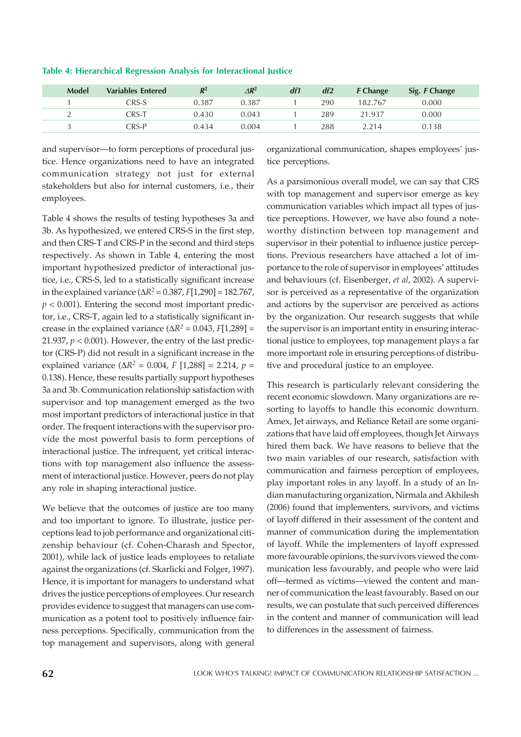**Table 4: Hierarchical Regression Analysis for Interactional Justice**

| Model | Variables Entered | $R^2$ | $\Delta R^2$ | *df1* | *df2* | *F* Change | Sig. *F* Change |
|---|---|---|---|---|---|---|---|
| 1 | CRS-S | 0.387 | 0.387 | 1 | 290 | 182.767 | 0.000 |
| 2 | CRS-T | 0.430 | 0.043 | 1 | 289 | 21.937 | 0.000 |
| 3 | CRS-P | 0.434 | 0.004 | 1 | 288 | 2.214 | 0.138 |

and supervisor—to form perceptions of procedural justice. Hence organizations need to have an integrated communication strategy not just for external stakeholders but also for internal customers, i.e., their employees.

Table 4 shows the results of testing hypotheses 3a and 3b. As hypothesized, we entered CRS-S in the first step, and then CRS-T and CRS-P in the second and third steps respectively. As shown in Table 4, entering the most important hypothesized predictor of interactional justice, i.e., CRS-S, led to a statistically significant increase in the explained variance ($\Delta R^2 = 0.387$, $F[1{,}290] = 182.767$, $p < 0.001$). Entering the second most important predictor, i.e., CRS-T, again led to a statistically significant increase in the explained variance ($\Delta R^2 = 0.043$, $F[1{,}289] = 21.937$, $p < 0.001$). However, the entry of the last predictor (CRS-P) did not result in a significant increase in the explained variance ($\Delta R^2 = 0.004$, $F\ [1{,}288] = 2.214$, $p = 0.138$). Hence, these results partially support hypotheses 3a and 3b. Communication relationship satisfaction with supervisor and top management emerged as the two most important predictors of interactional justice in that order. The frequent interactions with the supervisor provide the most powerful basis to form perceptions of interactional justice. The infrequent, yet critical interactions with top management also influence the assessment of interactional justice. However, peers do not play any role in shaping interactional justice.

We believe that the outcomes of justice are too many and too important to ignore. To illustrate, justice perceptions lead to job performance and organizational citizenship behaviour (cf. Cohen-Charash and Spector, 2001), while lack of justice leads employees to retaliate against the organizations (cf. Skarlicki and Folger, 1997). Hence, it is important for managers to understand what drives the justice perceptions of employees. Our research provides evidence to suggest that managers can use communication as a potent tool to positively influence fairness perceptions. Specifically, communication from the top management and supervisors, along with general organizational communication, shapes employees' justice perceptions.

As a parsimonious overall model, we can say that CRS with top management and supervisor emerge as key communication variables which impact all types of justice perceptions. However, we have also found a noteworthy distinction between top management and supervisor in their potential to influence justice perceptions. Previous researchers have attached a lot of importance to the role of supervisor in employees' attitudes and behaviours (cf. Eisenberger, *et al*, 2002). A supervisor is perceived as a representative of the organization and actions by the supervisor are perceived as actions by the organization. Our research suggests that while the supervisor is an important entity in ensuring interactional justice to employees, top management plays a far more important role in ensuring perceptions of distributive and procedural justice to an employee.

This research is particularly relevant considering the recent economic slowdown. Many organizations are resorting to layoffs to handle this economic downturn. Amex, Jet airways, and Reliance Retail are some organizations that have laid off employees, though Jet Airways hired them back. We have reasons to believe that the two main variables of our research, satisfaction with communication and fairness perception of employees, play important roles in any layoff. In a study of an Indian manufacturing organization, Nirmala and Akhilesh (2006) found that implementers, survivors, and victims of layoff differed in their assessment of the content and manner of communication during the implementation of layoff. While the implementers of layoff expressed more favourable opinions, the survivors viewed the communication less favourably, and people who were laid off—termed as victims—viewed the content and manner of communication the least favourably. Based on our results, we can postulate that such perceived differences in the content and manner of communication will lead to differences in the assessment of fairness.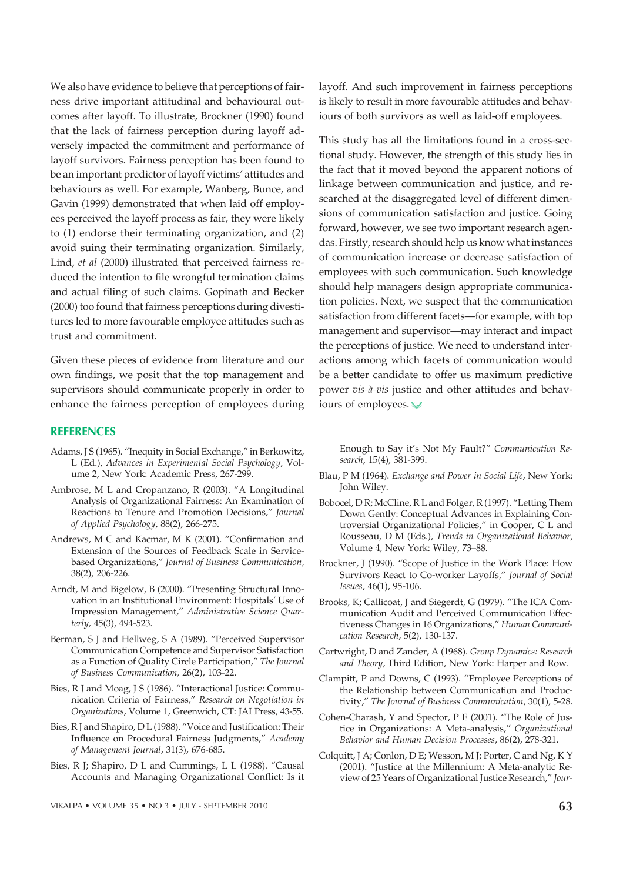We also have evidence to believe that perceptions of fairness drive important attitudinal and behavioural outcomes after layoff. To illustrate, Brockner (1990) found that the lack of fairness perception during layoff adversely impacted the commitment and performance of layoff survivors. Fairness perception has been found to be an important predictor of layoff victims' attitudes and behaviours as well. For example, Wanberg, Bunce, and Gavin (1999) demonstrated that when laid off employees perceived the layoff process as fair, they were likely to (1) endorse their terminating organization, and (2) avoid suing their terminating organization. Similarly, Lind, *et al* (2000) illustrated that perceived fairness reduced the intention to file wrongful termination claims and actual filing of such claims. Gopinath and Becker (2000) too found that fairness perceptions during divestitures led to more favourable employee attitudes such as trust and commitment.

Given these pieces of evidence from literature and our own findings, we posit that the top management and supervisors should communicate properly in order to enhance the fairness perception of employees during layoff. And such improvement in fairness perceptions is likely to result in more favourable attitudes and behaviours of both survivors as well as laid-off employees.

This study has all the limitations found in a cross-sectional study. However, the strength of this study lies in the fact that it moved beyond the apparent notions of linkage between communication and justice, and researched at the disaggregated level of different dimensions of communication satisfaction and justice. Going forward, however, we see two important research agendas. Firstly, research should help us know what instances of communication increase or decrease satisfaction of employees with such communication. Such knowledge should help managers design appropriate communication policies. Next, we suspect that the communication satisfaction from different facets—for example, with top management and supervisor—may interact and impact the perceptions of justice. We need to understand interactions among which facets of communication would be a better candidate to offer us maximum predictive power *vis-à-vis* justice and other attitudes and behaviours of employees.

## REFERENCES

Adams, J S (1965). "Inequity in Social Exchange," in Berkowitz, L (Ed.), *Advances in Experimental Social Psychology*, Volume 2, New York: Academic Press, 267-299.

Ambrose, M L and Cropanzano, R (2003). "A Longitudinal Analysis of Organizational Fairness: An Examination of Reactions to Tenure and Promotion Decisions," *Journal of Applied Psychology*, 88(2), 266-275.

Andrews, M C and Kacmar, M K (2001). "Confirmation and Extension of the Sources of Feedback Scale in Service-based Organizations," *Journal of Business Communication*, 38(2), 206-226.

Arndt, M and Bigelow, B (2000). "Presenting Structural Innovation in an Institutional Environment: Hospitals' Use of Impression Management," *Administrative Science Quarterly,* 45(3), 494-523.

Berman, S J and Hellweg, S A (1989). "Perceived Supervisor Communication Competence and Supervisor Satisfaction as a Function of Quality Circle Participation," *The Journal of Business Communication,* 26(2), 103-22.

Bies, R J and Moag, J S (1986). "Interactional Justice: Communication Criteria of Fairness," *Research on Negotiation in Organizations*, Volume 1, Greenwich, CT: JAI Press, 43-55.

Bies, R J and Shapiro, D L (1988). "Voice and Justification: Their Influence on Procedural Fairness Judgments," *Academy of Management Journal*, 31(3), 676-685.

Bies, R J; Shapiro, D L and Cummings, L L (1988). "Causal Accounts and Managing Organizational Conflict: Is it Enough to Say it's Not My Fault?" *Communication Research*, 15(4), 381-399.

Blau, P M (1964). *Exchange and Power in Social Life*, New York: John Wiley.

Bobocel, D R; McCline, R L and Folger, R (1997). "Letting Them Down Gently: Conceptual Advances in Explaining Controversial Organizational Policies," in Cooper, C L and Rousseau, D M (Eds.), *Trends in Organizational Behavior*, Volume 4, New York: Wiley, 73–88.

Brockner, J (1990). "Scope of Justice in the Work Place: How Survivors React to Co-worker Layoffs," *Journal of Social Issues*, 46(1), 95-106.

Brooks, K; Callicoat, J and Siegerdt, G (1979). "The ICA Communication Audit and Perceived Communication Effectiveness Changes in 16 Organizations," *Human Communication Research*, 5(2), 130-137.

Cartwright, D and Zander, A (1968). *Group Dynamics: Research and Theory*, Third Edition, New York: Harper and Row.

Clampitt, P and Downs, C (1993). "Employee Perceptions of the Relationship between Communication and Productivity," *The Journal of Business Communication*, 30(1), 5-28.

Cohen-Charash, Y and Spector, P E (2001). "The Role of Justice in Organizations: A Meta-analysis," *Organizational Behavior and Human Decision Processes*, 86(2), 278-321.

Colquitt, J A; Conlon, D E; Wesson, M J; Porter, C and Ng, K Y (2001). "Justice at the Millennium: A Meta-analytic Review of 25 Years of Organizational Justice Research," *Jour-*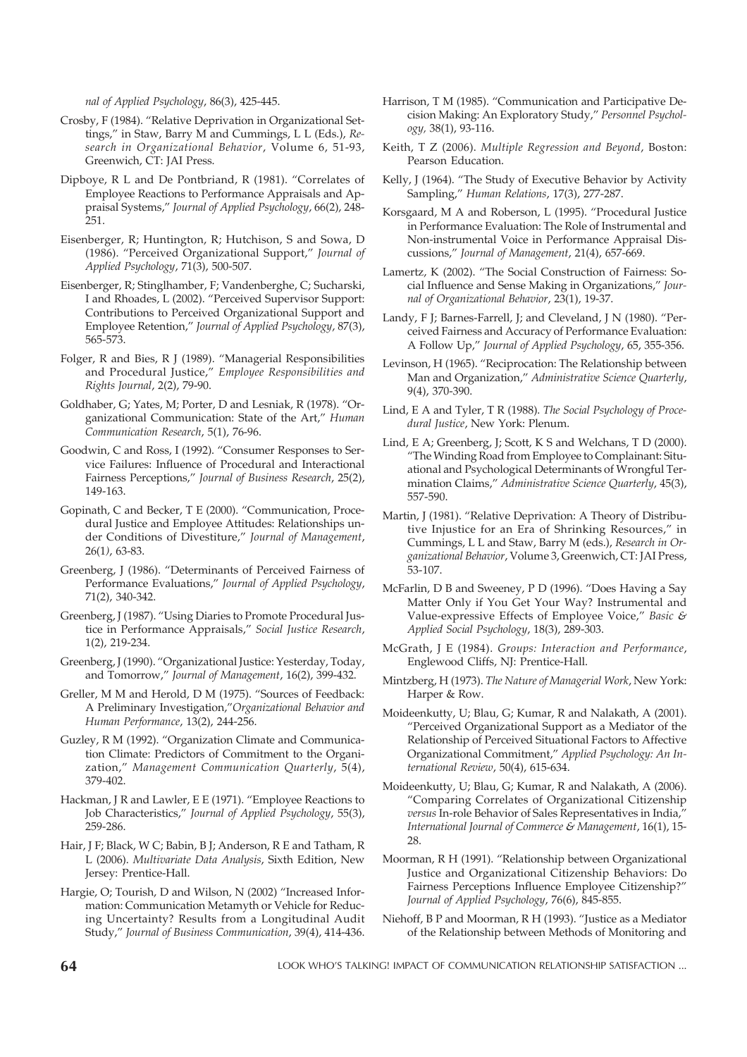*nal of Applied Psychology*, 86(3), 425-445.

Crosby, F (1984). "Relative Deprivation in Organizational Settings," in Staw, Barry M and Cummings, L L (Eds.), *Research in Organizational Behavior*, Volume 6, 51-93, Greenwich, CT: JAI Press.

Dipboye, R L and De Pontbriand, R (1981). "Correlates of Employee Reactions to Performance Appraisals and Appraisal Systems," *Journal of Applied Psychology*, 66(2), 248-251.

Eisenberger, R; Huntington, R; Hutchison, S and Sowa, D (1986). "Perceived Organizational Support," *Journal of Applied Psychology*, 71(3), 500-507.

Eisenberger, R; Stinglhamber, F; Vandenberghe, C; Sucharski, I and Rhoades, L (2002). "Perceived Supervisor Support: Contributions to Perceived Organizational Support and Employee Retention," *Journal of Applied Psychology*, 87(3), 565-573.

Folger, R and Bies, R J (1989). "Managerial Responsibilities and Procedural Justice," *Employee Responsibilities and Rights Journal*, 2(2), 79-90.

Goldhaber, G; Yates, M; Porter, D and Lesniak, R (1978). "Organizational Communication: State of the Art," *Human Communication Research*, 5(1), 76-96.

Goodwin, C and Ross, I (1992). "Consumer Responses to Service Failures: Influence of Procedural and Interactional Fairness Perceptions," *Journal of Business Research*, 25(2), 149-163.

Gopinath, C and Becker, T E (2000). "Communication, Procedural Justice and Employee Attitudes: Relationships under Conditions of Divestiture," *Journal of Management*, 26(1), 63-83.

Greenberg, J (1986). "Determinants of Perceived Fairness of Performance Evaluations," *Journal of Applied Psychology*, 71(2), 340-342.

Greenberg, J (1987). "Using Diaries to Promote Procedural Justice in Performance Appraisals," *Social Justice Research*, 1(2), 219-234.

Greenberg, J (1990). "Organizational Justice: Yesterday, Today, and Tomorrow," *Journal of Management*, 16(2), 399-432.

Greller, M M and Herold, D M (1975). "Sources of Feedback: A Preliminary Investigation,"*Organizational Behavior and Human Performance*, 13(2), 244-256.

Guzley, R M (1992). "Organization Climate and Communication Climate: Predictors of Commitment to the Organization," *Management Communication Quarterly*, 5(4), 379-402.

Hackman, J R and Lawler, E E (1971). "Employee Reactions to Job Characteristics," *Journal of Applied Psychology*, 55(3), 259-286.

Hair, J F; Black, W C; Babin, B J; Anderson, R E and Tatham, R L (2006). *Multivariate Data Analysis*, Sixth Edition, New Jersey: Prentice-Hall.

Hargie, O; Tourish, D and Wilson, N (2002) "Increased Information: Communication Metamyth or Vehicle for Reducing Uncertainty? Results from a Longitudinal Audit Study," *Journal of Business Communication*, 39(4), 414-436.

Harrison, T M (1985). "Communication and Participative Decision Making: An Exploratory Study," *Personnel Psychology*, 38(1), 93-116.

Keith, T Z (2006). *Multiple Regression and Beyond*, Boston: Pearson Education.

Kelly, J (1964). "The Study of Executive Behavior by Activity Sampling," *Human Relations*, 17(3), 277-287.

Korsgaard, M A and Roberson, L (1995). "Procedural Justice in Performance Evaluation: The Role of Instrumental and Non-instrumental Voice in Performance Appraisal Discussions," *Journal of Management*, 21(4), 657-669.

Lamertz, K (2002). "The Social Construction of Fairness: Social Influence and Sense Making in Organizations," *Journal of Organizational Behavior*, 23(1), 19-37.

Landy, F J; Barnes-Farrell, J; and Cleveland, J N (1980). "Perceived Fairness and Accuracy of Performance Evaluation: A Follow Up," *Journal of Applied Psychology*, 65, 355-356.

Levinson, H (1965). "Reciprocation: The Relationship between Man and Organization," *Administrative Science Quarterly*, 9(4), 370-390.

Lind, E A and Tyler, T R (1988). *The Social Psychology of Procedural Justice*, New York: Plenum.

Lind, E A; Greenberg, J; Scott, K S and Welchans, T D (2000). "The Winding Road from Employee to Complainant: Situational and Psychological Determinants of Wrongful Termination Claims," *Administrative Science Quarterly*, 45(3), 557-590.

Martin, J (1981). "Relative Deprivation: A Theory of Distributive Injustice for an Era of Shrinking Resources," in Cummings, L L and Staw, Barry M (eds.), *Research in Organizational Behavior*, Volume 3, Greenwich, CT: JAI Press, 53-107.

McFarlin, D B and Sweeney, P D (1996). "Does Having a Say Matter Only if You Get Your Way? Instrumental and Value-expressive Effects of Employee Voice," *Basic & Applied Social Psychology*, 18(3), 289-303.

McGrath, J E (1984). *Groups: Interaction and Performance*, Englewood Cliffs, NJ: Prentice-Hall.

Mintzberg, H (1973). *The Nature of Managerial Work*, New York: Harper & Row.

Moideenkutty, U; Blau, G; Kumar, R and Nalakath, A (2001). "Perceived Organizational Support as a Mediator of the Relationship of Perceived Situational Factors to Affective Organizational Commitment," *Applied Psychology: An International Review*, 50(4), 615-634.

Moideenkutty, U; Blau, G; Kumar, R and Nalakath, A (2006). "Comparing Correlates of Organizational Citizenship *versus* In-role Behavior of Sales Representatives in India," *International Journal of Commerce & Management*, 16(1), 15-28.

Moorman, R H (1991). "Relationship between Organizational Justice and Organizational Citizenship Behaviors: Do Fairness Perceptions Influence Employee Citizenship?" *Journal of Applied Psychology*, 76(6), 845-855.

Niehoff, B P and Moorman, R H (1993). "Justice as a Mediator of the Relationship between Methods of Monitoring and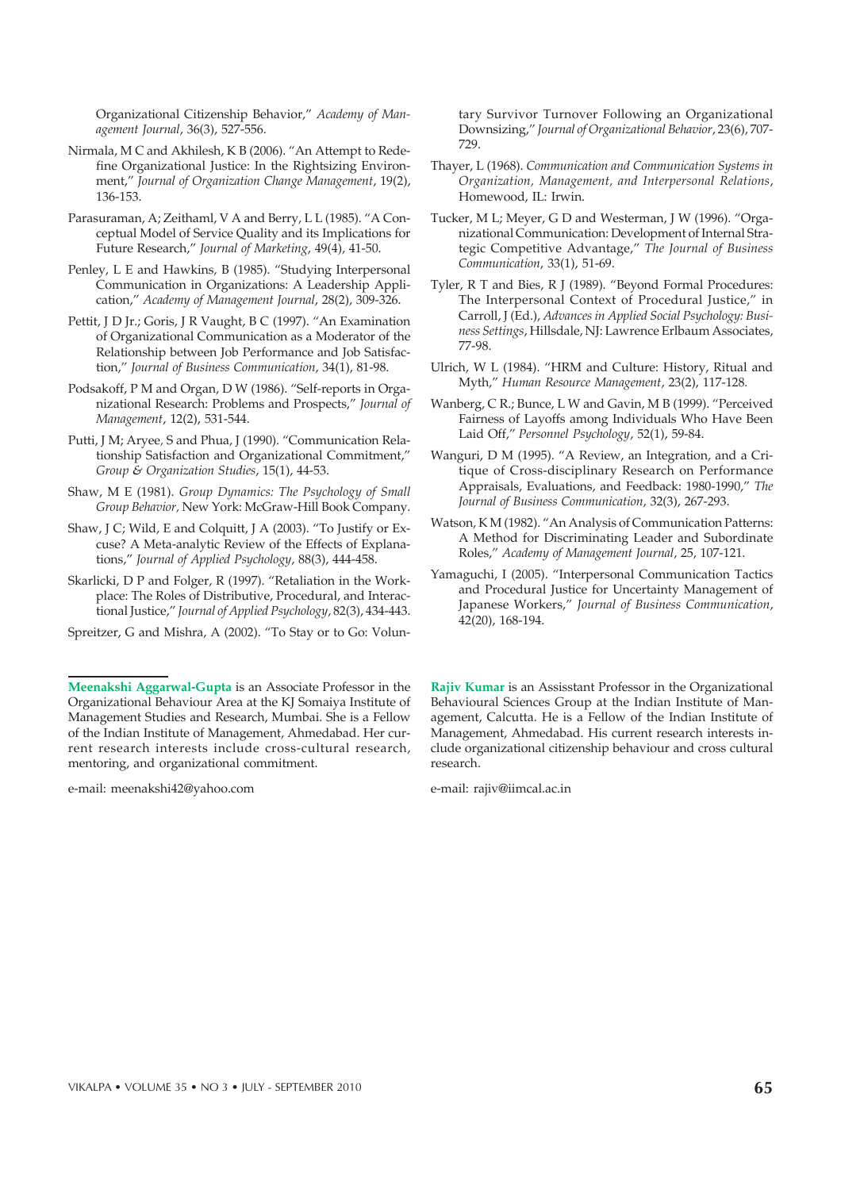Organizational Citizenship Behavior," *Academy of Management Journal*, 36(3), 527-556.

Nirmala, M C and Akhilesh, K B (2006). "An Attempt to Redefine Organizational Justice: In the Rightsizing Environment," *Journal of Organization Change Management*, 19(2), 136-153.

Parasuraman, A; Zeithaml, V A and Berry, L L (1985). "A Conceptual Model of Service Quality and its Implications for Future Research," *Journal of Marketing*, 49(4), 41-50.

Penley, L E and Hawkins, B (1985). "Studying Interpersonal Communication in Organizations: A Leadership Application," *Academy of Management Journal*, 28(2), 309-326.

Pettit, J D Jr.; Goris, J R Vaught, B C (1997). "An Examination of Organizational Communication as a Moderator of the Relationship between Job Performance and Job Satisfaction," *Journal of Business Communication*, 34(1), 81-98.

Podsakoff, P M and Organ, D W (1986). "Self-reports in Organizational Research: Problems and Prospects," *Journal of Management*, 12(2), 531-544.

Putti, J M; Aryee, S and Phua, J (1990). "Communication Relationship Satisfaction and Organizational Commitment," *Group & Organization Studies*, 15(1), 44-53.

Shaw, M E (1981). *Group Dynamics: The Psychology of Small Group Behavior*, New York: McGraw-Hill Book Company.

Shaw, J C; Wild, E and Colquitt, J A (2003). "To Justify or Excuse? A Meta-analytic Review of the Effects of Explanations," *Journal of Applied Psychology*, 88(3), 444-458.

Skarlicki, D P and Folger, R (1997). "Retaliation in the Workplace: The Roles of Distributive, Procedural, and Interactional Justice," *Journal of Applied Psychology*, 82(3), 434-443.

Spreitzer, G and Mishra, A (2002). "To Stay or to Go: Voluntary Survivor Turnover Following an Organizational Downsizing," *Journal of Organizational Behavior*, 23(6), 707-729.

Thayer, L (1968). *Communication and Communication Systems in Organization, Management, and Interpersonal Relations*, Homewood, IL: Irwin.

Tucker, M L; Meyer, G D and Westerman, J W (1996). "Organizational Communication: Development of Internal Strategic Competitive Advantage," *The Journal of Business Communication*, 33(1), 51-69.

Tyler, R T and Bies, R J (1989). "Beyond Formal Procedures: The Interpersonal Context of Procedural Justice," in Carroll, J (Ed.), *Advances in Applied Social Psychology: Business Settings*, Hillsdale, NJ: Lawrence Erlbaum Associates, 77-98.

Ulrich, W L (1984). "HRM and Culture: History, Ritual and Myth," *Human Resource Management*, 23(2), 117-128.

Wanberg, C R.; Bunce, L W and Gavin, M B (1999). "Perceived Fairness of Layoffs among Individuals Who Have Been Laid Off," *Personnel Psychology*, 52(1), 59-84.

Wanguri, D M (1995). "A Review, an Integration, and a Critique of Cross-disciplinary Research on Performance Appraisals, Evaluations, and Feedback: 1980-1990," *The Journal of Business Communication*, 32(3), 267-293.

Watson, K M (1982). "An Analysis of Communication Patterns: A Method for Discriminating Leader and Subordinate Roles," *Academy of Management Journal*, 25, 107-121.

Yamaguchi, I (2005). "Interpersonal Communication Tactics and Procedural Justice for Uncertainty Management of Japanese Workers," *Journal of Business Communication*, 42(20), 168-194.

---

**Meenakshi Aggarwal-Gupta** is an Associate Professor in the Organizational Behaviour Area at the KJ Somaiya Institute of Management Studies and Research, Mumbai. She is a Fellow of the Indian Institute of Management, Ahmedabad. Her current research interests include cross-cultural research, mentoring, and organizational commitment.

e-mail: meenakshi42@yahoo.com

**Rajiv Kumar** is an Assisstant Professor in the Organizational Behavioural Sciences Group at the Indian Institute of Management, Calcutta. He is a Fellow of the Indian Institute of Management, Ahmedabad. His current research interests include organizational citizenship behaviour and cross cultural research.

e-mail: rajiv@iimcal.ac.in